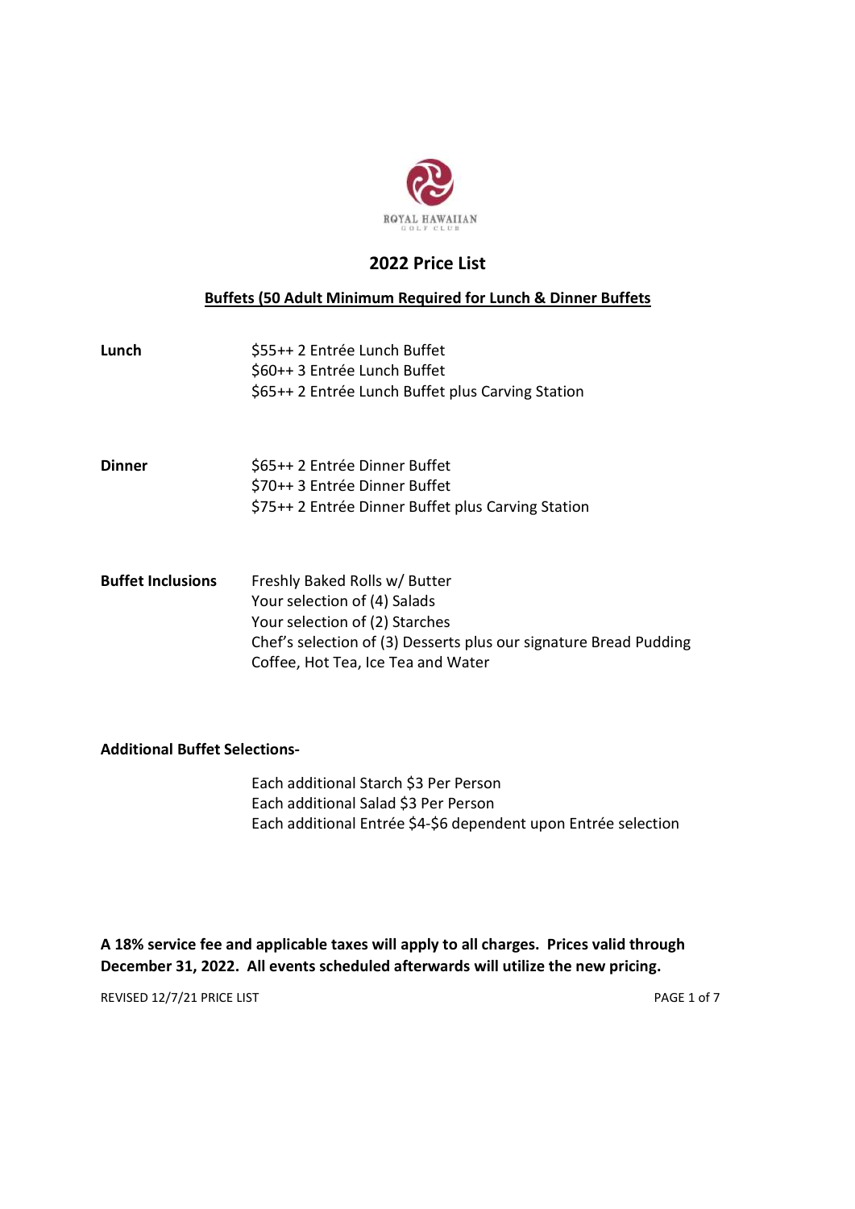ROYAL HAWAIIAN
GOLF CLUB

# 2022 Price List

## Buffets (50 Adult Minimum Required for Lunch & Dinner Buffets

**Lunch**

$55++ 2 Entrée Lunch Buffet
$60++ 3 Entrée Lunch Buffet
$65++ 2 Entrée Lunch Buffet plus Carving Station

**Dinner**

$65++ 2 Entrée Dinner Buffet
$70++ 3 Entrée Dinner Buffet
$75++ 2 Entrée Dinner Buffet plus Carving Station

**Buffet Inclusions**

Freshly Baked Rolls w/ Butter
Your selection of (4) Salads
Your selection of (2) Starches
Chef's selection of (3) Desserts plus our signature Bread Pudding
Coffee, Hot Tea, Ice Tea and Water

**Additional Buffet Selections-**

Each additional Starch $3 Per Person
Each additional Salad $3 Per Person
Each additional Entrée $4-$6 dependent upon Entrée selection

**A 18% service fee and applicable taxes will apply to all charges. Prices valid through December 31, 2022. All events scheduled afterwards will utilize the new pricing.**

REVISED 12/7/21 PRICE LIST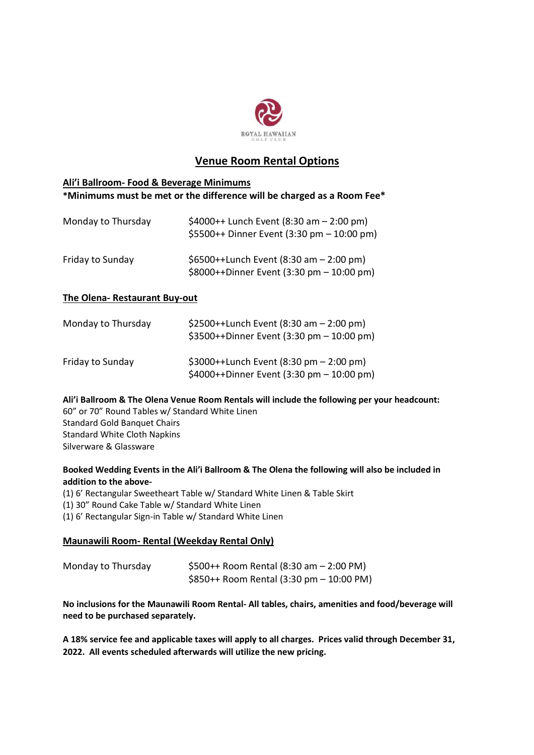ROYAL HAWAIIAN
GOLF CLUB

# Venue Room Rental Options

## Ali'i Ballroom- Food & Beverage Minimums

**\*Minimums must be met or the difference will be charged as a Room Fee\***

| | |
|---|---|
| Monday to Thursday | $4000++ Lunch Event (8:30 am – 2:00 pm)<br>$5500++ Dinner Event (3:30 pm – 10:00 pm) |
| Friday to Sunday | $6500++Lunch Event (8:30 am – 2:00 pm)<br>$8000++Dinner Event (3:30 pm – 10:00 pm) |

## The Olena- Restaurant Buy-out

| | |
|---|---|
| Monday to Thursday | $2500++Lunch Event (8:30 am – 2:00 pm)<br>$3500++Dinner Event (3:30 pm – 10:00 pm) |
| Friday to Sunday | $3000++Lunch Event (8:30 pm – 2:00 pm)<br>$4000++Dinner Event (3:30 pm – 10:00 pm) |

**Ali'i Ballroom & The Olena Venue Room Rentals will include the following per your headcount:**

60" or 70" Round Tables w/ Standard White Linen
Standard Gold Banquet Chairs
Standard White Cloth Napkins
Silverware & Glassware

**Booked Wedding Events in the Ali'i Ballroom & The Olena the following will also be included in addition to the above-**

(1) 6' Rectangular Sweetheart Table w/ Standard White Linen & Table Skirt
(1) 30" Round Cake Table w/ Standard White Linen
(1) 6' Rectangular Sign-in Table w/ Standard White Linen

## Maunawili Room- Rental (Weekday Rental Only)

| | |
|---|---|
| Monday to Thursday | $500++ Room Rental (8:30 am – 2:00 PM)<br>$850++ Room Rental (3:30 pm – 10:00 PM) |

**No inclusions for the Maunawili Room Rental- All tables, chairs, amenities and food/beverage will need to be purchased separately.**

**A 18% service fee and applicable taxes will apply to all charges. Prices valid through December 31, 2022. All events scheduled afterwards will utilize the new pricing.**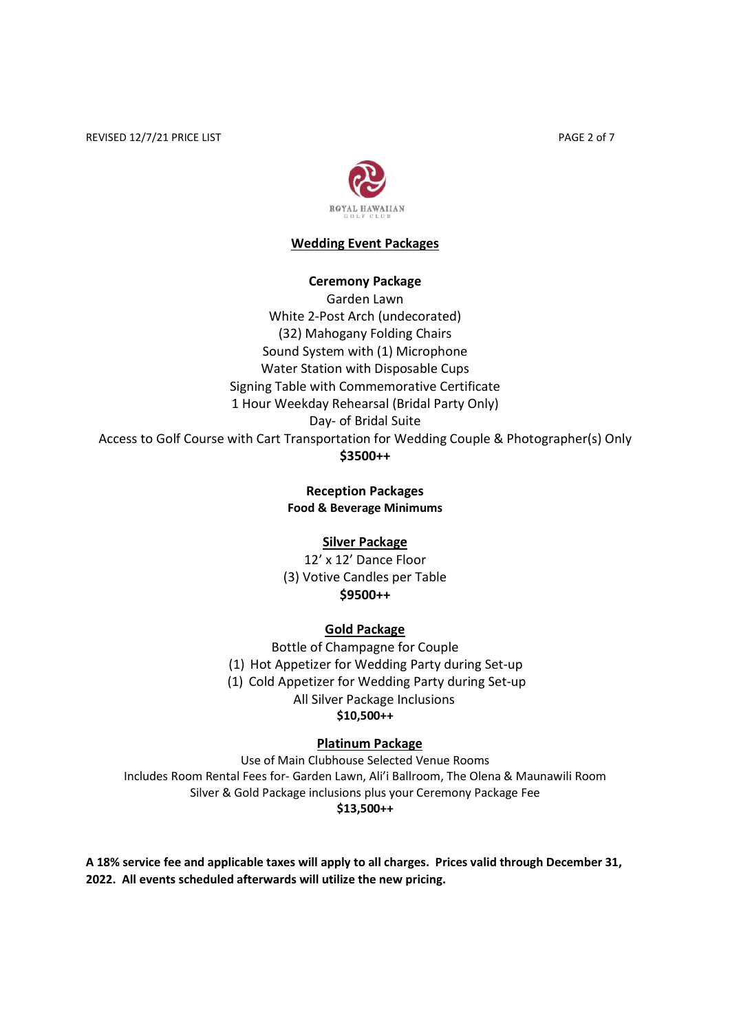ROYAL HAWAIIAN GOLF CLUB

## Wedding Event Packages

### Ceremony Package

Garden Lawn
White 2-Post Arch (undecorated)
(32) Mahogany Folding Chairs
Sound System with (1) Microphone
Water Station with Disposable Cups
Signing Table with Commemorative Certificate
1 Hour Weekday Rehearsal (Bridal Party Only)
Day- of Bridal Suite
Access to Golf Course with Cart Transportation for Wedding Couple & Photographer(s) Only
**$3500++**

### Reception Packages

**Food & Beverage Minimums**

#### Silver Package

12' x 12' Dance Floor
(3) Votive Candles per Table
**$9500++**

#### Gold Package

Bottle of Champagne for Couple
(1) Hot Appetizer for Wedding Party during Set-up
(1) Cold Appetizer for Wedding Party during Set-up
All Silver Package Inclusions
**$10,500++**

#### Platinum Package

Use of Main Clubhouse Selected Venue Rooms
Includes Room Rental Fees for- Garden Lawn, Ali'i Ballroom, The Olena & Maunawili Room
Silver & Gold Package inclusions plus your Ceremony Package Fee
**$13,500++**

**A 18% service fee and applicable taxes will apply to all charges. Prices valid through December 31, 2022. All events scheduled afterwards will utilize the new pricing.**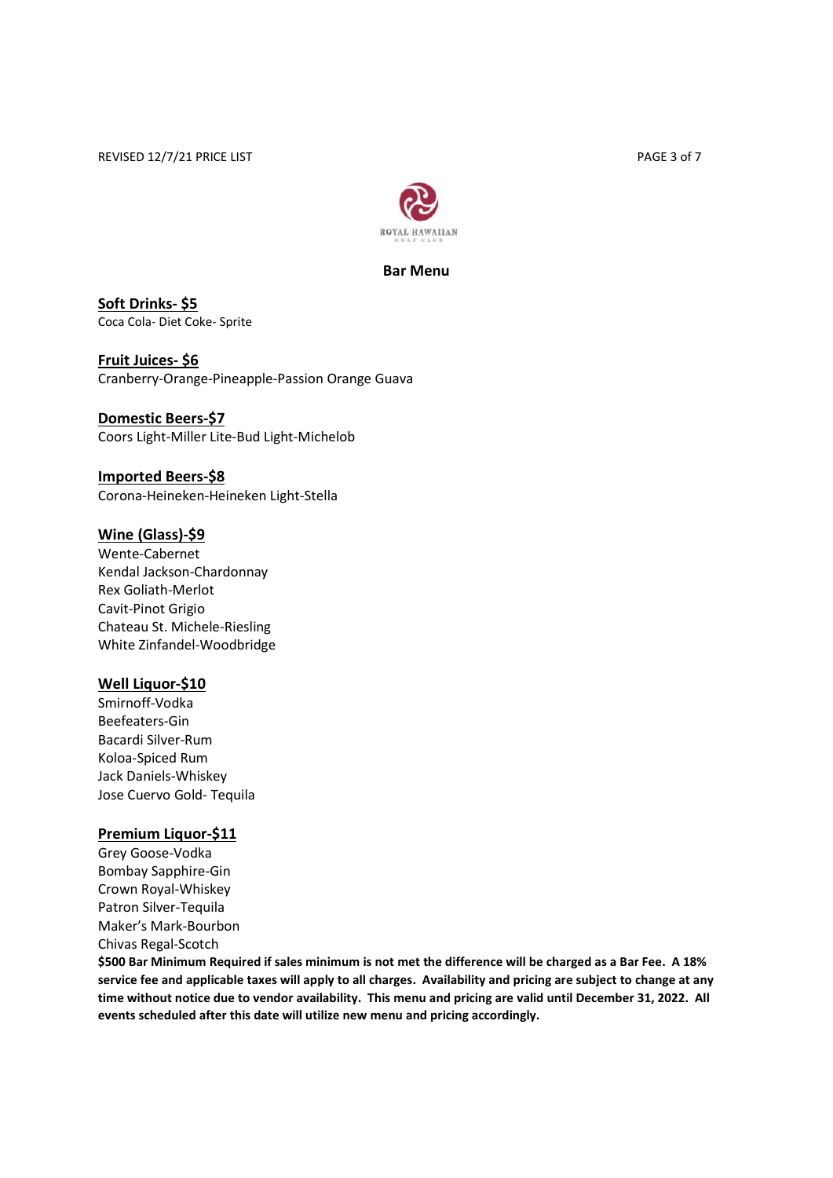ROYAL HAWAIIAN GOLF CLUB

## Bar Menu

**Soft Drinks- $5**
Coca Cola- Diet Coke- Sprite

**Fruit Juices- $6**
Cranberry-Orange-Pineapple-Passion Orange Guava

**Domestic Beers-$7**
Coors Light-Miller Lite-Bud Light-Michelob

**Imported Beers-$8**
Corona-Heineken-Heineken Light-Stella

**Wine (Glass)-$9**
Wente-Cabernet
Kendal Jackson-Chardonnay
Rex Goliath-Merlot
Cavit-Pinot Grigio
Chateau St. Michele-Riesling
White Zinfandel-Woodbridge

**Well Liquor-$10**
Smirnoff-Vodka
Beefeaters-Gin
Bacardi Silver-Rum
Koloa-Spiced Rum
Jack Daniels-Whiskey
Jose Cuervo Gold- Tequila

**Premium Liquor-$11**
Grey Goose-Vodka
Bombay Sapphire-Gin
Crown Royal-Whiskey
Patron Silver-Tequila
Maker's Mark-Bourbon
Chivas Regal-Scotch

**$500 Bar Minimum Required if sales minimum is not met the difference will be charged as a Bar Fee. A 18% service fee and applicable taxes will apply to all charges. Availability and pricing are subject to change at any time without notice due to vendor availability. This menu and pricing are valid until December 31, 2022. All events scheduled after this date will utilize new menu and pricing accordingly.**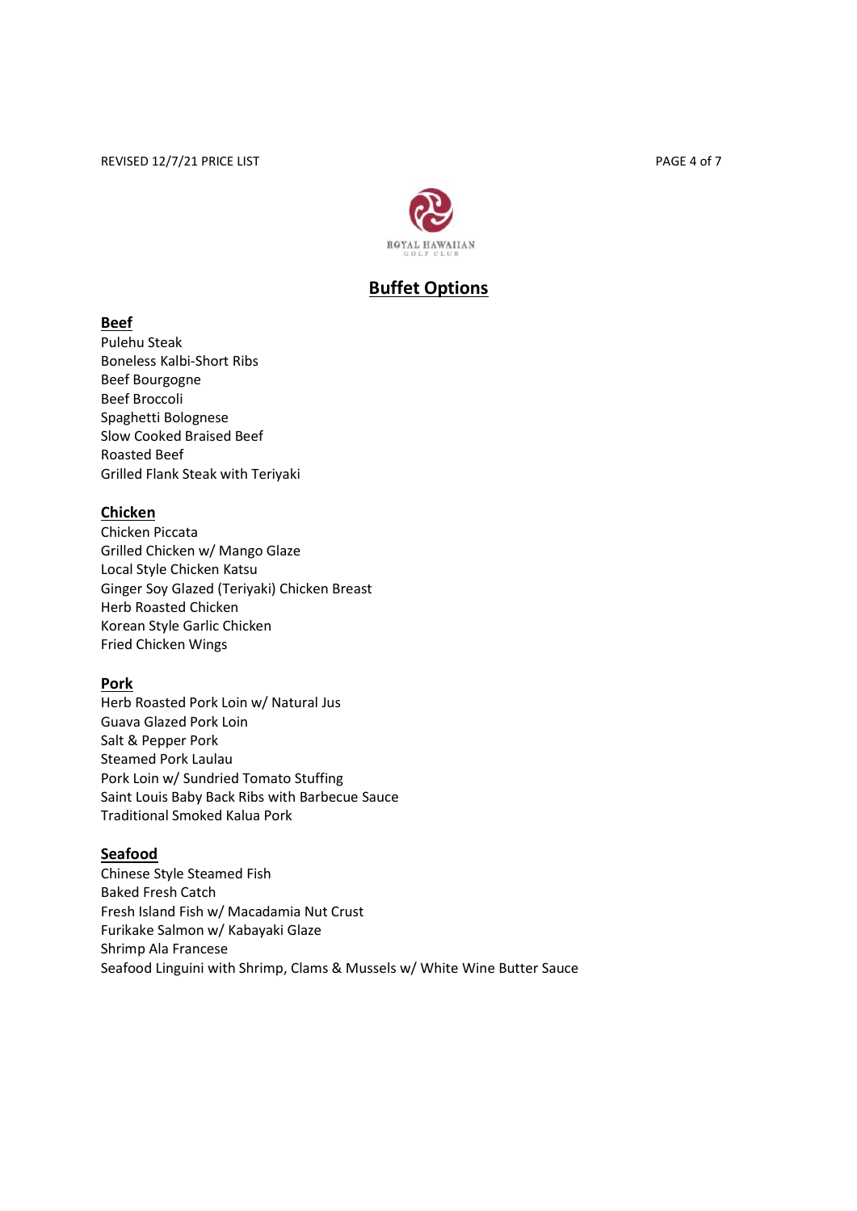# Buffet Options

## Beef

Pulehu Steak
Boneless Kalbi-Short Ribs
Beef Bourgogne
Beef Broccoli
Spaghetti Bolognese
Slow Cooked Braised Beef
Roasted Beef
Grilled Flank Steak with Teriyaki

## Chicken

Chicken Piccata
Grilled Chicken w/ Mango Glaze
Local Style Chicken Katsu
Ginger Soy Glazed (Teriyaki) Chicken Breast
Herb Roasted Chicken
Korean Style Garlic Chicken
Fried Chicken Wings

## Pork

Herb Roasted Pork Loin w/ Natural Jus
Guava Glazed Pork Loin
Salt & Pepper Pork
Steamed Pork Laulau
Pork Loin w/ Sundried Tomato Stuffing
Saint Louis Baby Back Ribs with Barbecue Sauce
Traditional Smoked Kalua Pork

## Seafood

Chinese Style Steamed Fish
Baked Fresh Catch
Fresh Island Fish w/ Macadamia Nut Crust
Furikake Salmon w/ Kabayaki Glaze
Shrimp Ala Francese
Seafood Linguini with Shrimp, Clams & Mussels w/ White Wine Butter Sauce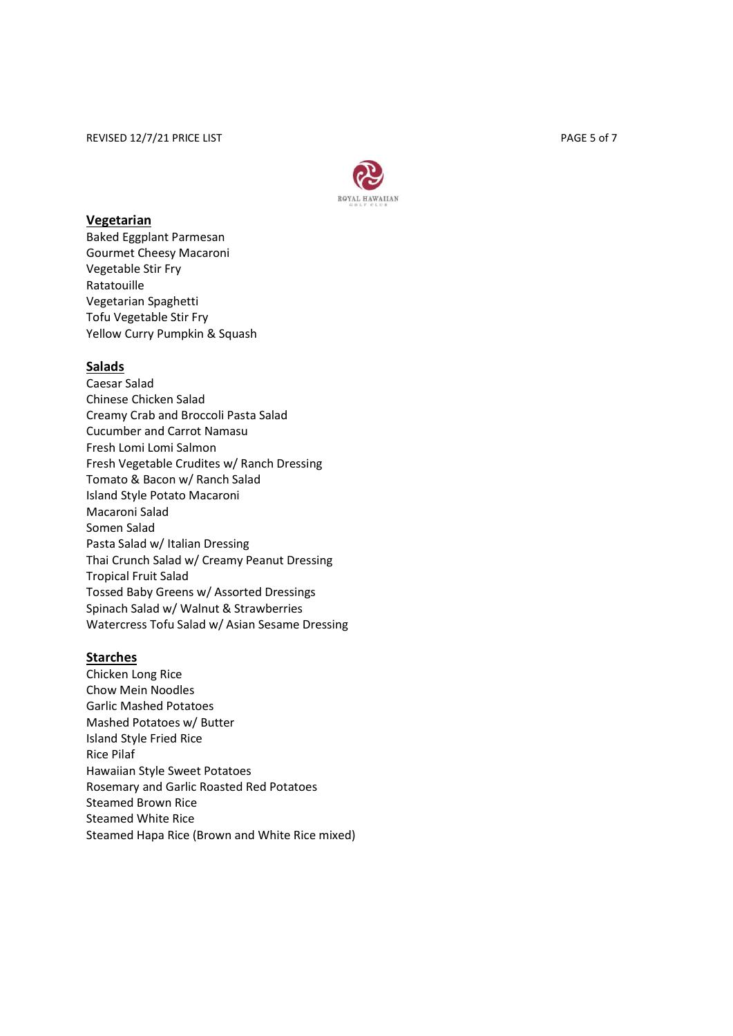## Vegetarian

Baked Eggplant Parmesan
Gourmet Cheesy Macaroni
Vegetable Stir Fry
Ratatouille
Vegetarian Spaghetti
Tofu Vegetable Stir Fry
Yellow Curry Pumpkin & Squash

## Salads

Caesar Salad
Chinese Chicken Salad
Creamy Crab and Broccoli Pasta Salad
Cucumber and Carrot Namasu
Fresh Lomi Lomi Salmon
Fresh Vegetable Crudites w/ Ranch Dressing
Tomato & Bacon w/ Ranch Salad
Island Style Potato Macaroni
Macaroni Salad
Somen Salad
Pasta Salad w/ Italian Dressing
Thai Crunch Salad w/ Creamy Peanut Dressing
Tropical Fruit Salad
Tossed Baby Greens w/ Assorted Dressings
Spinach Salad w/ Walnut & Strawberries
Watercress Tofu Salad w/ Asian Sesame Dressing

## Starches

Chicken Long Rice
Chow Mein Noodles
Garlic Mashed Potatoes
Mashed Potatoes w/ Butter
Island Style Fried Rice
Rice Pilaf
Hawaiian Style Sweet Potatoes
Rosemary and Garlic Roasted Red Potatoes
Steamed Brown Rice
Steamed White Rice
Steamed Hapa Rice (Brown and White Rice mixed)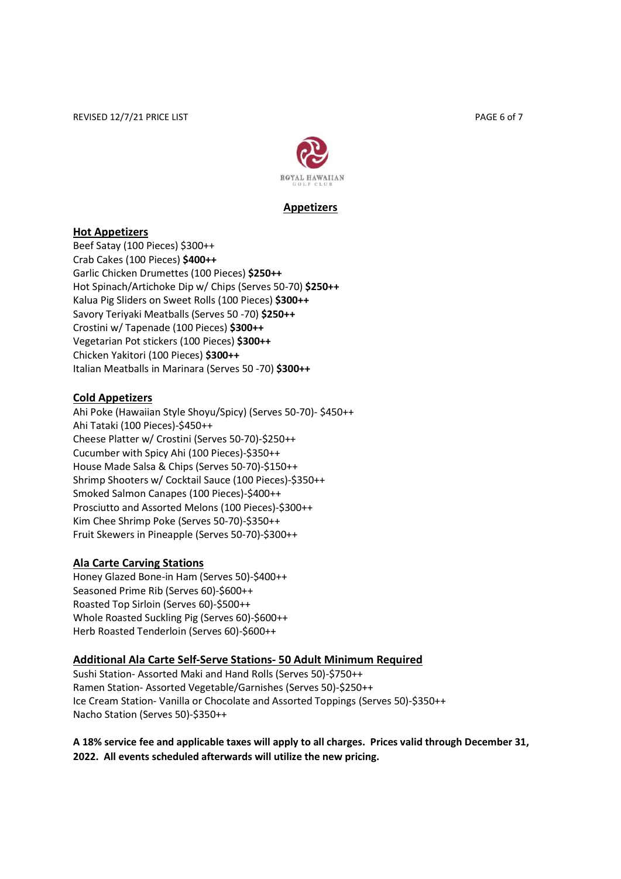## Appetizers

### Hot Appetizers

Beef Satay (100 Pieces) $300++
Crab Cakes (100 Pieces) **$400++**
Garlic Chicken Drumettes (100 Pieces) **$250++**
Hot Spinach/Artichoke Dip w/ Chips (Serves 50-70) **$250++**
Kalua Pig Sliders on Sweet Rolls (100 Pieces) **$300++**
Savory Teriyaki Meatballs (Serves 50 -70) **$250++**
Crostini w/ Tapenade (100 Pieces) **$300++**
Vegetarian Pot stickers (100 Pieces) **$300++**
Chicken Yakitori (100 Pieces) **$300++**
Italian Meatballs in Marinara (Serves 50 -70) **$300++**

### Cold Appetizers

Ahi Poke (Hawaiian Style Shoyu/Spicy) (Serves 50-70)- $450++
Ahi Tataki (100 Pieces)-$450++
Cheese Platter w/ Crostini (Serves 50-70)-$250++
Cucumber with Spicy Ahi (100 Pieces)-$350++
House Made Salsa & Chips (Serves 50-70)-$150++
Shrimp Shooters w/ Cocktail Sauce (100 Pieces)-$350++
Smoked Salmon Canapes (100 Pieces)-$400++
Prosciutto and Assorted Melons (100 Pieces)-$300++
Kim Chee Shrimp Poke (Serves 50-70)-$350++
Fruit Skewers in Pineapple (Serves 50-70)-$300++

### Ala Carte Carving Stations

Honey Glazed Bone-in Ham (Serves 50)-$400++
Seasoned Prime Rib (Serves 60)-$600++
Roasted Top Sirloin (Serves 60)-$500++
Whole Roasted Suckling Pig (Serves 60)-$600++
Herb Roasted Tenderloin (Serves 60)-$600++

### Additional Ala Carte Self-Serve Stations- 50 Adult Minimum Required

Sushi Station- Assorted Maki and Hand Rolls (Serves 50)-$750++
Ramen Station- Assorted Vegetable/Garnishes (Serves 50)-$250++
Ice Cream Station- Vanilla or Chocolate and Assorted Toppings (Serves 50)-$350++
Nacho Station (Serves 50)-$350++

**A 18% service fee and applicable taxes will apply to all charges. Prices valid through December 31, 2022. All events scheduled afterwards will utilize the new pricing.**